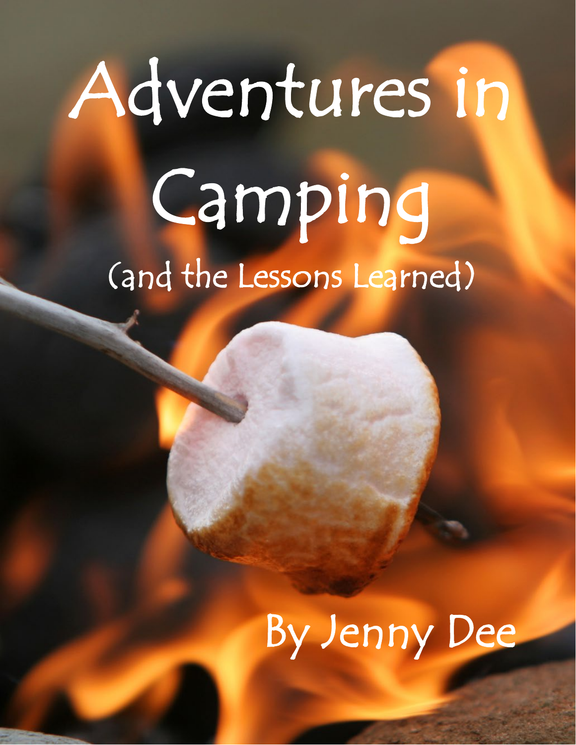# Adventures in Camping

## (and the Lessons Learned)

By Jenny Dee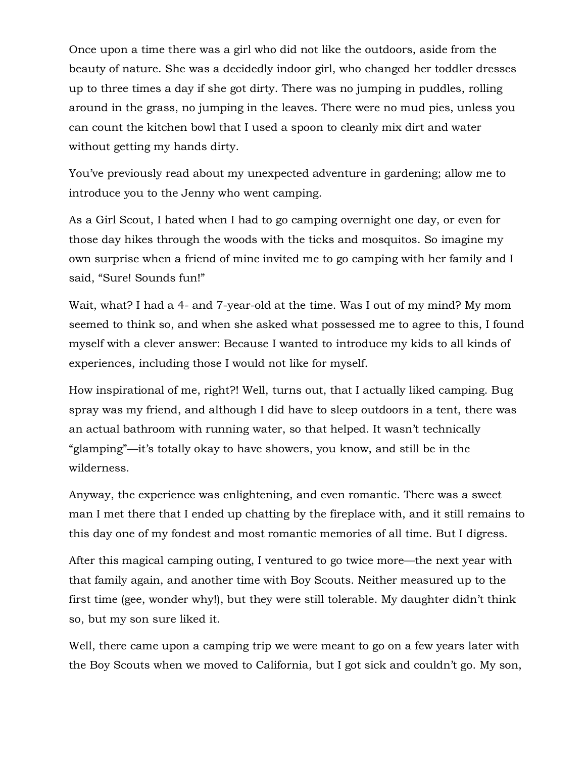Once upon a time there was a girl who did not like the outdoors, aside from the beauty of nature. She was a decidedly indoor girl, who changed her toddler dresses up to three times a day if she got dirty. There was no jumping in puddles, rolling around in the grass, no jumping in the leaves. There were no mud pies, unless you can count the kitchen bowl that I used a spoon to cleanly mix dirt and water without getting my hands dirty.

You've previously read about my unexpected adventure in gardening; allow me to introduce you to the Jenny who went camping.

As a Girl Scout, I hated when I had to go camping overnight one day, or even for those day hikes through the woods with the ticks and mosquitos. So imagine my own surprise when a friend of mine invited me to go camping with her family and I said, "Sure! Sounds fun!"

Wait, what? I had a 4- and 7-year-old at the time. Was I out of my mind? My mom seemed to think so, and when she asked what possessed me to agree to this, I found myself with a clever answer: Because I wanted to introduce my kids to all kinds of experiences, including those I would not like for myself.

How inspirational of me, right?! Well, turns out, that I actually liked camping. Bug spray was my friend, and although I did have to sleep outdoors in a tent, there was an actual bathroom with running water, so that helped. It wasn't technically "glamping"—it's totally okay to have showers, you know, and still be in the wilderness.

Anyway, the experience was enlightening, and even romantic. There was a sweet man I met there that I ended up chatting by the fireplace with, and it still remains to this day one of my fondest and most romantic memories of all time. But I digress.

After this magical camping outing, I ventured to go twice more—the next year with that family again, and another time with Boy Scouts. Neither measured up to the first time (gee, wonder why!), but they were still tolerable. My daughter didn't think so, but my son sure liked it.

Well, there came upon a camping trip we were meant to go on a few years later with the Boy Scouts when we moved to California, but I got sick and couldn't go. My son,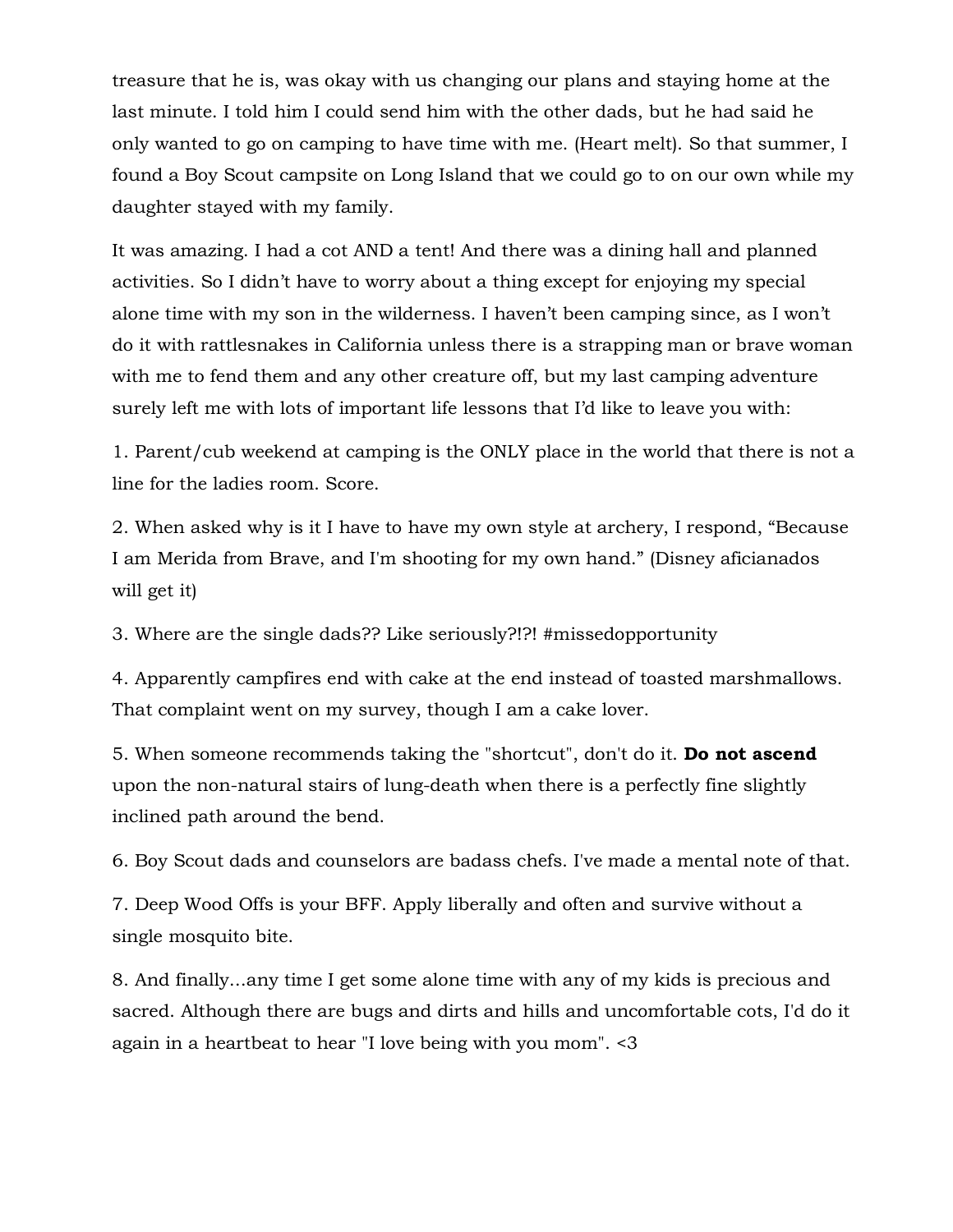treasure that he is, was okay with us changing our plans and staying home at the last minute. I told him I could send him with the other dads, but he had said he only wanted to go on camping to have time with me. (Heart melt). So that summer, I found a Boy Scout campsite on Long Island that we could go to on our own while my daughter stayed with my family.

It was amazing. I had a cot AND a tent! And there was a dining hall and planned activities. So I didn't have to worry about a thing except for enjoying my special alone time with my son in the wilderness. I haven't been camping since, as I won't do it with rattlesnakes in California unless there is a strapping man or brave woman with me to fend them and any other creature off, but my last camping adventure surely left me with lots of important life lessons that I'd like to leave you with:

1. Parent/cub weekend at camping is the ONLY place in the world that there is not a line for the ladies room. Score.

2. When asked why is it I have to have my own style at archery, I respond, "Because I am Merida from Brave, and I'm shooting for my own hand." (Disney aficianados will get it)

3. Where are the single dads?? Like seriously?!?! #missedopportunity

4. Apparently campfires end with cake at the end instead of toasted marshmallows. That complaint went on my survey, though I am a cake lover.

5. When someone recommends taking the "shortcut", don't do it. **Do not ascend** upon the non-natural stairs of lung-death when there is a perfectly fine slightly inclined path around the bend.

6. Boy Scout dads and counselors are badass chefs. I've made a mental note of that.

7. Deep Wood Offs is your BFF. Apply liberally and often and survive without a single mosquito bite.

8. And finally...any time I get some alone time with any of my kids is precious and sacred. Although there are bugs and dirts and hills and uncomfortable cots, I'd do it again in a heartbeat to hear "I love being with you mom". <3